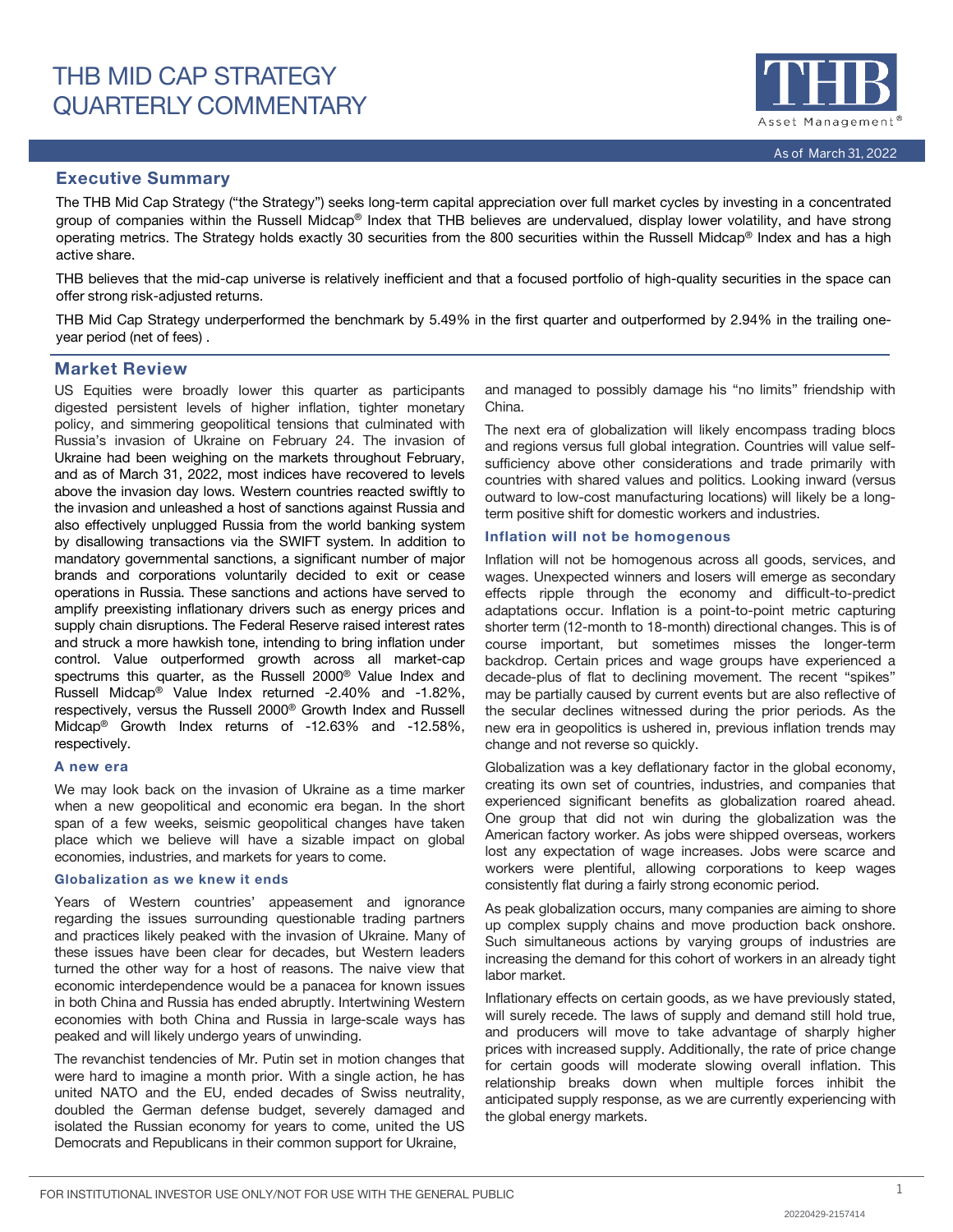# THB MID CAP STRATEGY QUARTERLY COMMENTARY

As of March 31, 2022

## Executive Summary

The THB Mid Cap Strategy ("the Strategy") seeks long-term capital appreciation over full market cycles by investing in a concentrated group of companies within the Russell Midcap® Index that THB believes are undervalued, display lower volatility, and have strong operating metrics. The Strategy holds exactly 30 securities from the 800 securities within the Russell Midcap® Index and has a high active share.

THB believes that the mid-cap universe is relatively inefficient and that a focused portfolio of high-quality securities in the space can offer strong risk-adjusted returns.

THB Mid Cap Strategy underperformed the benchmark by 5.49% in the first quarter and outperformed by 2.94% in the trailing one-year period (net of fees) .

## Market Review

US Equities were broadly lower this quarter as participants digested persistent levels of higher inflation, tighter monetary policy, and simmering geopolitical tensions that culminated with Russia's invasion of Ukraine on February 24. The invasion of Ukraine had been weighing on the markets throughout February, and as of March 31, 2022, most indices have recovered to levels above the invasion day lows. Western countries reacted swiftly to the invasion and unleashed a host of sanctions against Russia and also effectively unplugged Russia from the world banking system by disallowing transactions via the SWIFT system. In addition to mandatory governmental sanctions, a significant number of major brands and corporations voluntarily decided to exit or cease operations in Russia. These sanctions and actions have served to amplify preexisting inflationary drivers such as energy prices and supply chain disruptions. The Federal Reserve raised interest rates and struck a more hawkish tone, intending to bring inflation under control. Value outperformed growth across all market-cap spectrums this quarter, as the Russell 2000® Value Index and Russell Midcap® Value Index returned -2.40% and -1.82%, respectively, versus the Russell 2000® Growth Index and Russell Midcap® Growth Index returns of -12.63% and -12.58%, respectively.

### A new era

We may look back on the invasion of Ukraine as a time marker when a new geopolitical and economic era began. In the short span of a few weeks, seismic geopolitical changes have taken place which we believe will have a sizable impact on global economies, industries, and markets for years to come.

### Globalization as we knew it ends

Years of Western countries' appeasement and ignorance regarding the issues surrounding questionable trading partners and practices likely peaked with the invasion of Ukraine. Many of these issues have been clear for decades, but Western leaders turned the other way for a host of reasons. The naive view that economic interdependence would be a panacea for known issues in both China and Russia has ended abruptly. Intertwining Western economies with both China and Russia in large-scale ways has peaked and will likely undergo years of unwinding.

The revanchist tendencies of Mr. Putin set in motion changes that were hard to imagine a month prior. With a single action, he has united NATO and the EU, ended decades of Swiss neutrality, doubled the German defense budget, severely damaged and isolated the Russian economy for years to come, united the US Democrats and Republicans in their common support for Ukraine, and managed to possibly damage his "no limits" friendship with China.

The next era of globalization will likely encompass trading blocs and regions versus full global integration. Countries will value self-sufficiency above other considerations and trade primarily with countries with shared values and politics. Looking inward (versus outward to low-cost manufacturing locations) will likely be a long-term positive shift for domestic workers and industries.

### Inflation will not be homogenous

Inflation will not be homogenous across all goods, services, and wages. Unexpected winners and losers will emerge as secondary effects ripple through the economy and difficult-to-predict adaptations occur. Inflation is a point-to-point metric capturing shorter term (12-month to 18-month) directional changes. This is of course important, but sometimes misses the longer-term backdrop. Certain prices and wage groups have experienced a decade-plus of flat to declining movement. The recent "spikes" may be partially caused by current events but are also reflective of the secular declines witnessed during the prior periods. As the new era in geopolitics is ushered in, previous inflation trends may change and not reverse so quickly.

Globalization was a key deflationary factor in the global economy, creating its own set of countries, industries, and companies that experienced significant benefits as globalization roared ahead. One group that did not win during the globalization was the American factory worker. As jobs were shipped overseas, workers lost any expectation of wage increases. Jobs were scarce and workers were plentiful, allowing corporations to keep wages consistently flat during a fairly strong economic period.

As peak globalization occurs, many companies are aiming to shore up complex supply chains and move production back onshore. Such simultaneous actions by varying groups of industries are increasing the demand for this cohort of workers in an already tight labor market.

Inflationary effects on certain goods, as we have previously stated, will surely recede. The laws of supply and demand still hold true, and producers will move to take advantage of sharply higher prices with increased supply. Additionally, the rate of price change for certain goods will moderate slowing overall inflation. This relationship breaks down when multiple forces inhibit the anticipated supply response, as we are currently experiencing with the global energy markets.

FOR INSTITUTIONAL INVESTOR USE ONLY/NOT FOR USE WITH THE GENERAL PUBLIC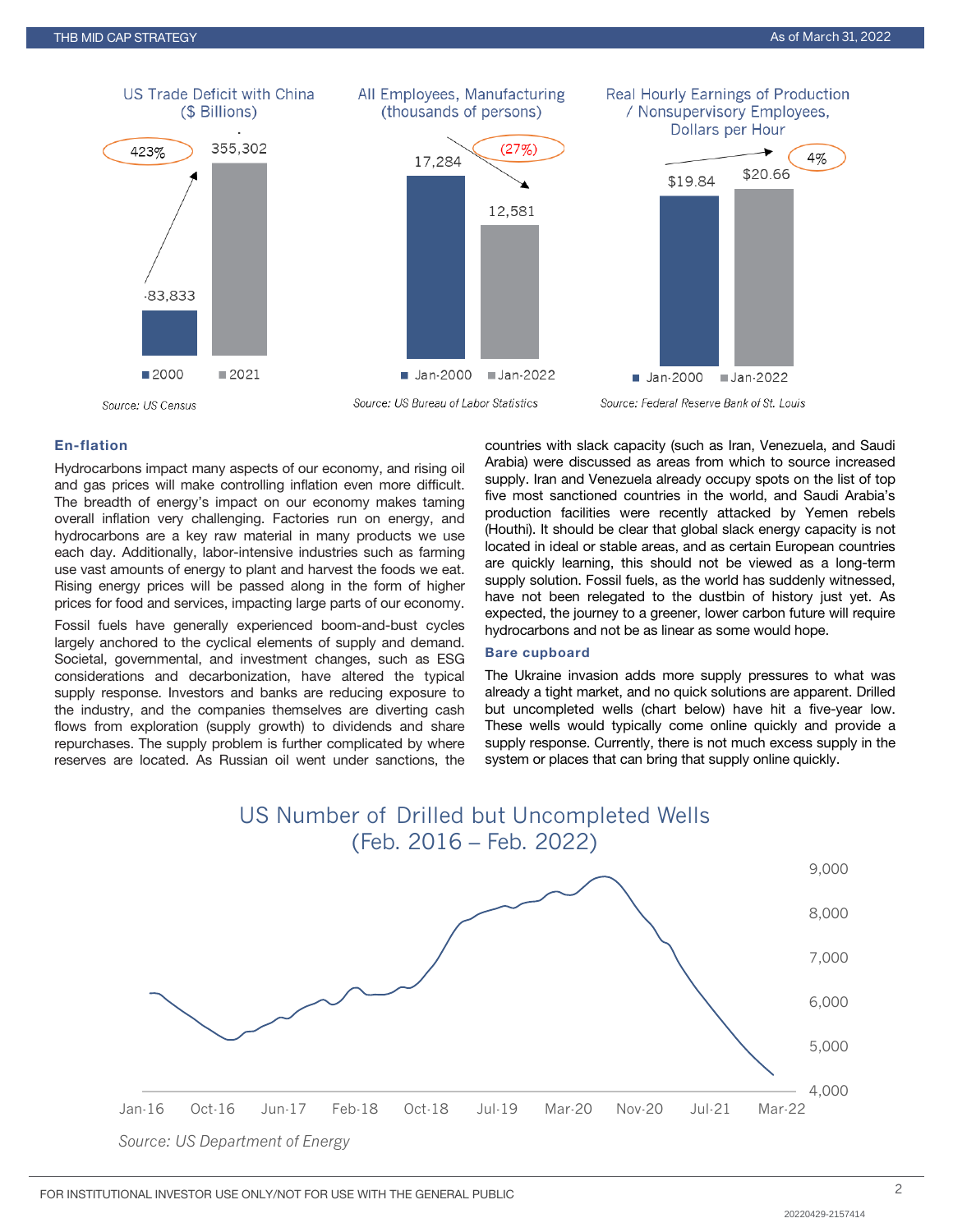US Trade Deficit with China ($ Billions)

| | 2000 | 2021 |
|---|---|---|
| US Trade Deficit with China | 83,833 | 355,302 |

423%

Source: US Census

All Employees, Manufacturing (thousands of persons)

| | Jan-2000 | Jan-2022 |
|---|---|---|
| All Employees, Manufacturing | 17,284 | 12,581 |

(27%)

Source: US Bureau of Labor Statistics

Real Hourly Earnings of Production / Nonsupervisory Employees, Dollars per Hour

| | Jan-2000 | Jan-2022 |
|---|---|---|
| Real Hourly Earnings | $19.84 | $20.66 |

4%

Source: Federal Reserve Bank of St. Louis

### En-flation

Hydrocarbons impact many aspects of our economy, and rising oil and gas prices will make controlling inflation even more difficult. The breadth of energy's impact on our economy makes taming overall inflation very challenging. Factories run on energy, and hydrocarbons are a key raw material in many products we use each day. Additionally, labor-intensive industries such as farming use vast amounts of energy to plant and harvest the foods we eat. Rising energy prices will be passed along in the form of higher prices for food and services, impacting large parts of our economy.

Fossil fuels have generally experienced boom-and-bust cycles largely anchored to the cyclical elements of supply and demand. Societal, governmental, and investment changes, such as ESG considerations and decarbonization, have altered the typical supply response. Investors and banks are reducing exposure to the industry, and the companies themselves are diverting cash flows from exploration (supply growth) to dividends and share repurchases. The supply problem is further complicated by where reserves are located. As Russian oil went under sanctions, the countries with slack capacity (such as Iran, Venezuela, and Saudi Arabia) were discussed as areas from which to source increased supply. Iran and Venezuela already occupy spots on the list of top five most sanctioned countries in the world, and Saudi Arabia's production facilities were recently attacked by Yemen rebels (Houthi). It should be clear that global slack energy capacity is not located in ideal or stable areas, and as certain European countries are quickly learning, this should not be viewed as a long-term supply solution. Fossil fuels, as the world has suddenly witnessed, have not been relegated to the dustbin of history just yet. As expected, the journey to a greener, lower carbon future will require hydrocarbons and not be as linear as some would hope.

### Bare cupboard

The Ukraine invasion adds more supply pressures to what was already a tight market, and no quick solutions are apparent. Drilled but uncompleted wells (chart below) have hit a five-year low. These wells would typically come online quickly and provide a supply response. Currently, there is not much excess supply in the system or places that can bring that supply online quickly.

US Number of Drilled but Uncompleted Wells (Feb. 2016 – Feb. 2022)

Source: US Department of Energy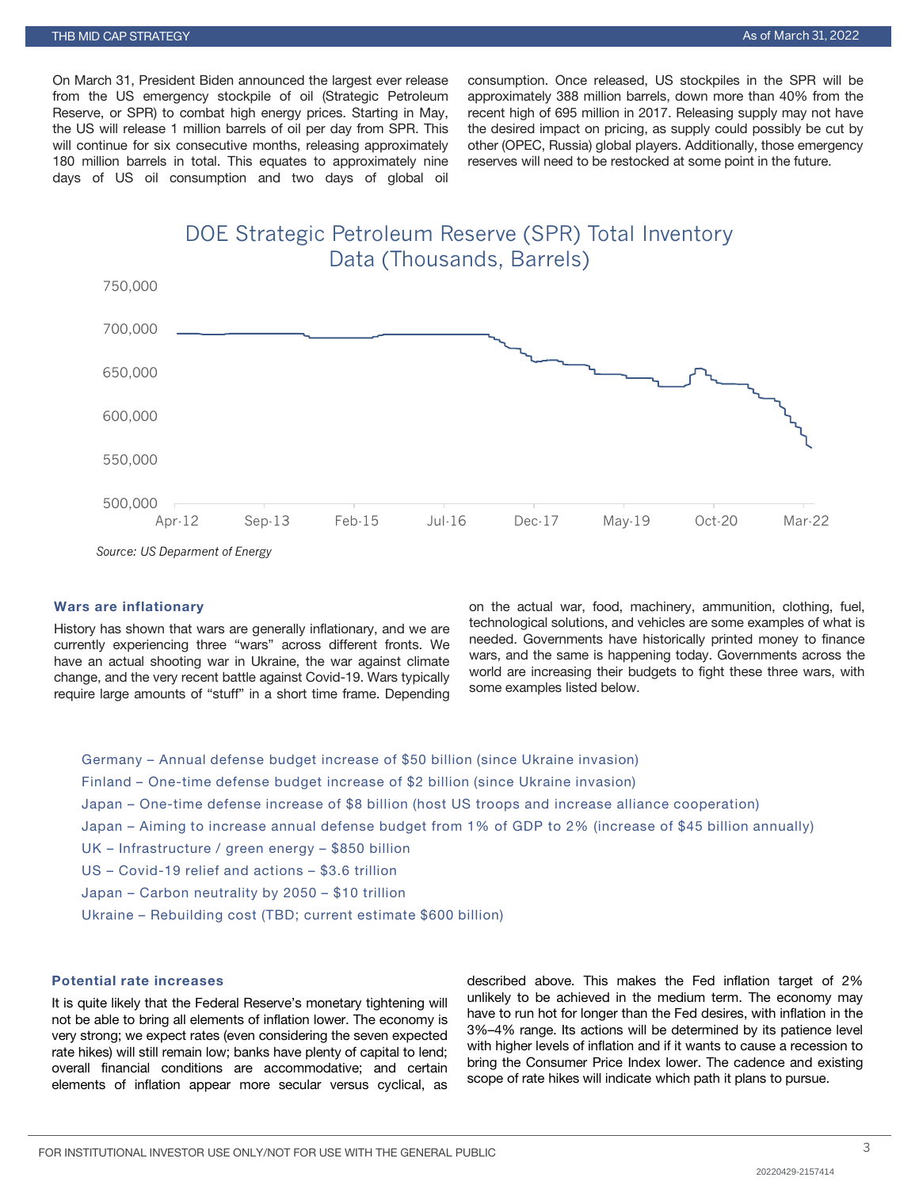On March 31, President Biden announced the largest ever release from the US emergency stockpile of oil (Strategic Petroleum Reserve, or SPR) to combat high energy prices. Starting in May, the US will release 1 million barrels of oil per day from SPR. This will continue for six consecutive months, releasing approximately 180 million barrels in total. This equates to approximately nine days of US oil consumption and two days of global oil consumption. Once released, US stockpiles in the SPR will be approximately 388 million barrels, down more than 40% from the recent high of 695 million in 2017. Releasing supply may not have the desired impact on pricing, as supply could possibly be cut by other (OPEC, Russia) global players. Additionally, those emergency reserves will need to be restocked at some point in the future.

DOE Strategic Petroleum Reserve (SPR) Total Inventory Data (Thousands, Barrels)

*Source: US Deparment of Energy*

### Wars are inflationary

History has shown that wars are generally inflationary, and we are currently experiencing three "wars" across different fronts. We have an actual shooting war in Ukraine, the war against climate change, and the very recent battle against Covid-19. Wars typically require large amounts of "stuff" in a short time frame. Depending on the actual war, food, machinery, ammunition, clothing, fuel, technological solutions, and vehicles are some examples of what is needed. Governments have historically printed money to finance wars, and the same is happening today. Governments across the world are increasing their budgets to fight these three wars, with some examples listed below.

- Germany – Annual defense budget increase of $50 billion (since Ukraine invasion)
- Finland – One-time defense budget increase of $2 billion (since Ukraine invasion)
- Japan – One-time defense increase of $8 billion (host US troops and increase alliance cooperation)
- Japan – Aiming to increase annual defense budget from 1% of GDP to 2% (increase of $45 billion annually)
- UK – Infrastructure / green energy – $850 billion
- US – Covid-19 relief and actions – $3.6 trillion
- Japan – Carbon neutrality by 2050 – $10 trillion
- Ukraine – Rebuilding cost (TBD; current estimate $600 billion)

### Potential rate increases

It is quite likely that the Federal Reserve's monetary tightening will not be able to bring all elements of inflation lower. The economy is very strong; we expect rates (even considering the seven expected rate hikes) will still remain low; banks have plenty of capital to lend; overall financial conditions are accommodative; and certain elements of inflation appear more secular versus cyclical, as described above. This makes the Fed inflation target of 2% unlikely to be achieved in the medium term. The economy may have to run hot for longer than the Fed desires, with inflation in the 3%–4% range. Its actions will be determined by its patience level with higher levels of inflation and if it wants to cause a recession to bring the Consumer Price Index lower. The cadence and existing scope of rate hikes will indicate which path it plans to pursue.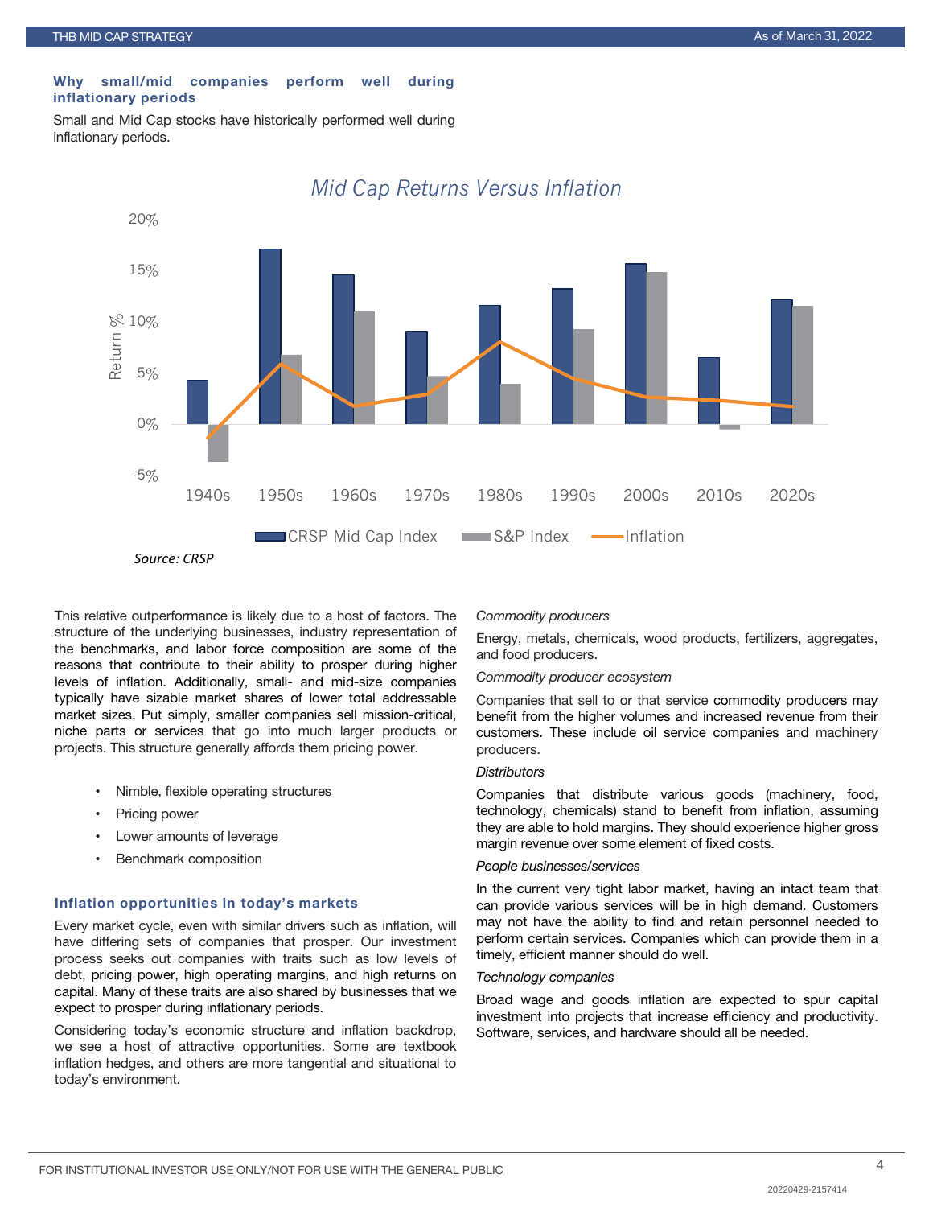### Why small/mid companies perform well during inflationary periods

Small and Mid Cap stocks have historically performed well during inflationary periods.

*Mid Cap Returns Versus Inflation*

*Source: CRSP*

This relative outperformance is likely due to a host of factors. The structure of the underlying businesses, industry representation of the benchmarks, and labor force composition are some of the reasons that contribute to their ability to prosper during higher levels of inflation. Additionally, small- and mid-size companies typically have sizable market shares of lower total addressable market sizes. Put simply, smaller companies sell mission-critical, niche parts or services that go into much larger products or projects. This structure generally affords them pricing power.

- Nimble, flexible operating structures
- Pricing power
- Lower amounts of leverage
- Benchmark composition

### Inflation opportunities in today's markets

Every market cycle, even with similar drivers such as inflation, will have differing sets of companies that prosper. Our investment process seeks out companies with traits such as low levels of debt, pricing power, high operating margins, and high returns on capital. Many of these traits are also shared by businesses that we expect to prosper during inflationary periods.

Considering today's economic structure and inflation backdrop, we see a host of attractive opportunities. Some are textbook inflation hedges, and others are more tangential and situational to today's environment.

*Commodity producers*

Energy, metals, chemicals, wood products, fertilizers, aggregates, and food producers.

*Commodity producer ecosystem*

Companies that sell to or that service commodity producers may benefit from the higher volumes and increased revenue from their customers. These include oil service companies and machinery producers.

*Distributors*

Companies that distribute various goods (machinery, food, technology, chemicals) stand to benefit from inflation, assuming they are able to hold margins. They should experience higher gross margin revenue over some element of fixed costs.

*People businesses/services*

In the current very tight labor market, having an intact team that can provide various services will be in high demand. Customers may not have the ability to find and retain personnel needed to perform certain services. Companies which can provide them in a timely, efficient manner should do well.

*Technology companies*

Broad wage and goods inflation are expected to spur capital investment into projects that increase efficiency and productivity. Software, services, and hardware should all be needed.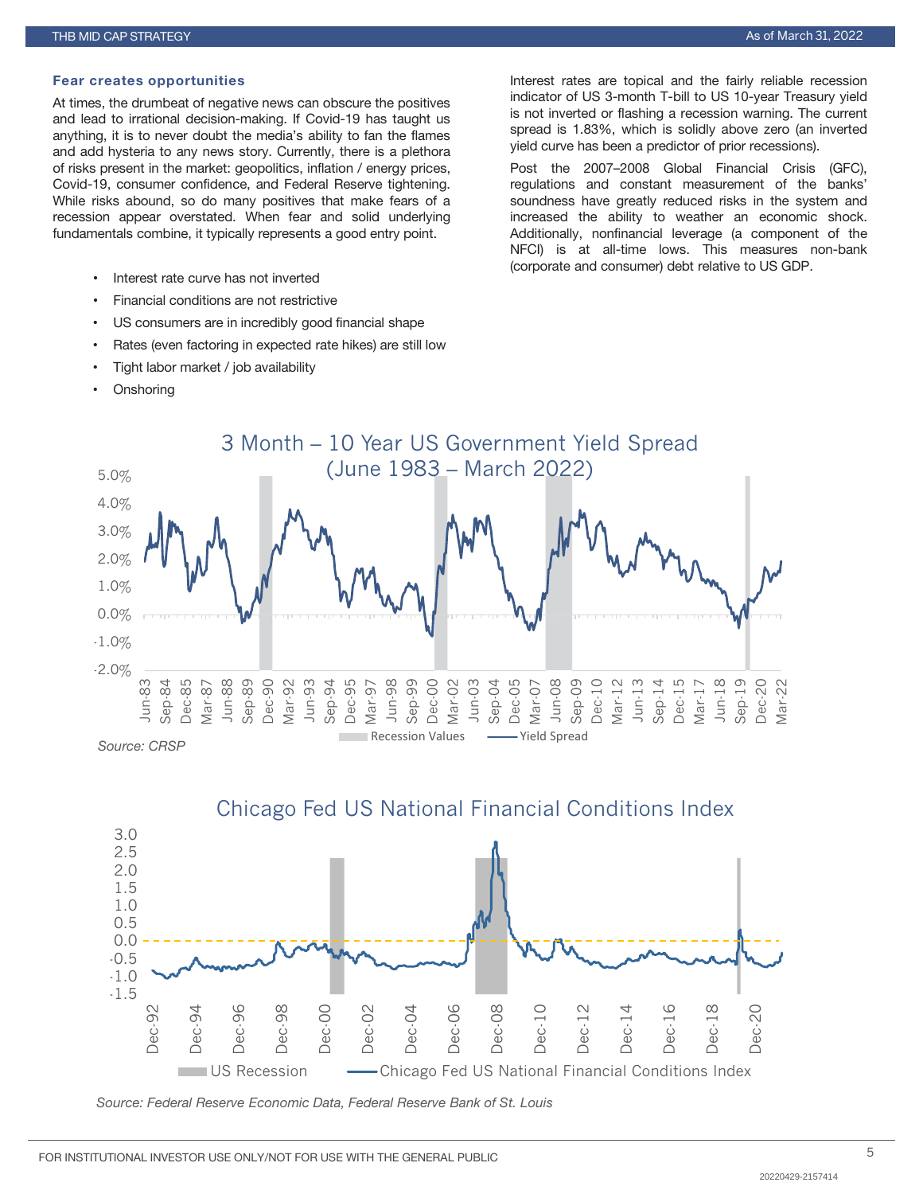### Fear creates opportunities

At times, the drumbeat of negative news can obscure the positives and lead to irrational decision-making. If Covid-19 has taught us anything, it is to never doubt the media's ability to fan the flames and add hysteria to any news story. Currently, there is a plethora of risks present in the market: geopolitics, inflation / energy prices, Covid-19, consumer confidence, and Federal Reserve tightening. While risks abound, so do many positives that make fears of a recession appear overstated. When fear and solid underlying fundamentals combine, it typically represents a good entry point.

- Interest rate curve has not inverted
- Financial conditions are not restrictive
- US consumers are in incredibly good financial shape
- Rates (even factoring in expected rate hikes) are still low
- Tight labor market / job availability
- Onshoring

Interest rates are topical and the fairly reliable recession indicator of US 3-month T-bill to US 10-year Treasury yield is not inverted or flashing a recession warning. The current spread is 1.83%, which is solidly above zero (an inverted yield curve has been a predictor of prior recessions).

Post the 2007–2008 Global Financial Crisis (GFC), regulations and constant measurement of the banks' soundness have greatly reduced risks in the system and increased the ability to weather an economic shock. Additionally, nonfinancial leverage (a component of the NFCI) is at all-time lows. This measures non-bank (corporate and consumer) debt relative to US GDP.

**3 Month – 10 Year US Government Yield Spread (June 1983 – March 2022)**

Recession Values — Yield Spread

*Source: CRSP*

**Chicago Fed US National Financial Conditions Index**

US Recession — Chicago Fed US National Financial Conditions Index

*Source: Federal Reserve Economic Data, Federal Reserve Bank of St. Louis*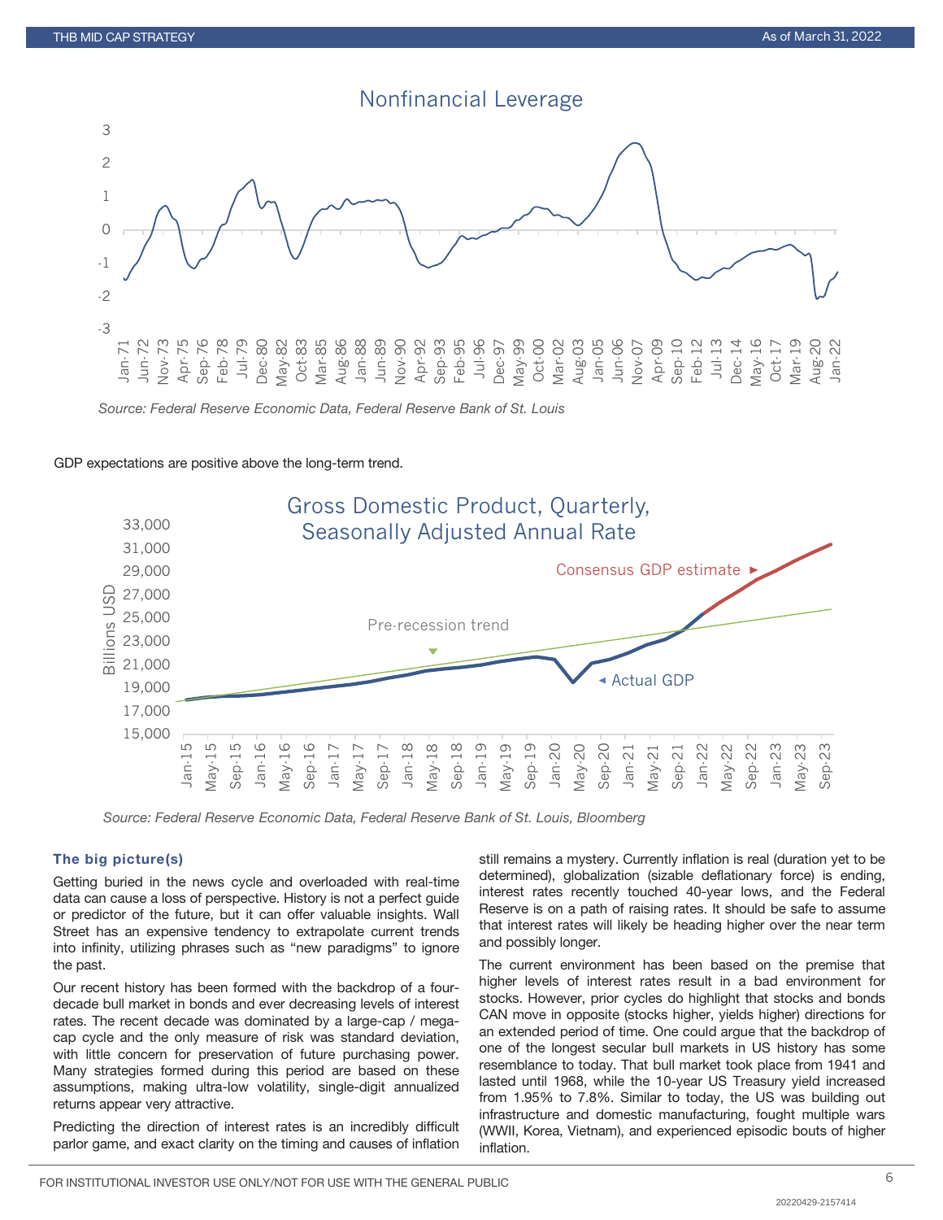## Nonfinancial Leverage

*Source: Federal Reserve Economic Data, Federal Reserve Bank of St. Louis*

GDP expectations are positive above the long-term trend.

## Gross Domestic Product, Quarterly, Seasonally Adjusted Annual Rate

*Source: Federal Reserve Economic Data, Federal Reserve Bank of St. Louis, Bloomberg*

### The big picture(s)

Getting buried in the news cycle and overloaded with real-time data can cause a loss of perspective. History is not a perfect guide or predictor of the future, but it can offer valuable insights. Wall Street has an expensive tendency to extrapolate current trends into infinity, utilizing phrases such as "new paradigms" to ignore the past.

Our recent history has been formed with the backdrop of a four-decade bull market in bonds and ever decreasing levels of interest rates. The recent decade was dominated by a large-cap / mega-cap cycle and the only measure of risk was standard deviation, with little concern for preservation of future purchasing power. Many strategies formed during this period are based on these assumptions, making ultra-low volatility, single-digit annualized returns appear very attractive.

Predicting the direction of interest rates is an incredibly difficult parlor game, and exact clarity on the timing and causes of inflation still remains a mystery. Currently inflation is real (duration yet to be determined), globalization (sizable deflationary force) is ending, interest rates recently touched 40-year lows, and the Federal Reserve is on a path of raising rates. It should be safe to assume that interest rates will likely be heading higher over the near term and possibly longer.

The current environment has been based on the premise that higher levels of interest rates result in a bad environment for stocks. However, prior cycles do highlight that stocks and bonds CAN move in opposite (stocks higher, yields higher) directions for an extended period of time. One could argue that the backdrop of one of the longest secular bull markets in US history has some resemblance to today. That bull market took place from 1941 and lasted until 1968, while the 10-year US Treasury yield increased from 1.95% to 7.8%. Similar to today, the US was building out infrastructure and domestic manufacturing, fought multiple wars (WWII, Korea, Vietnam), and experienced episodic bouts of higher inflation.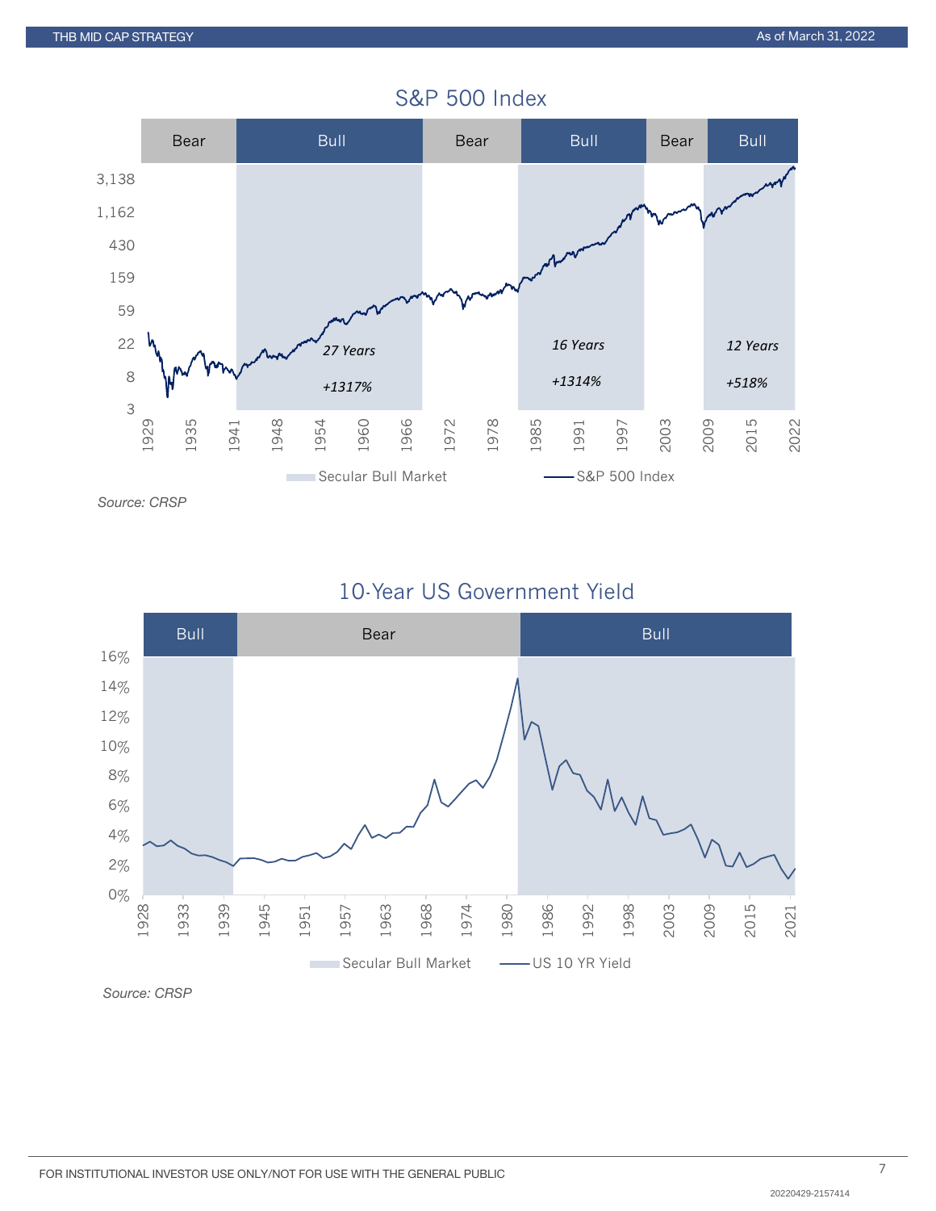## S&P 500 Index

| Bear | Bull | Bear | Bull | Bear | Bull |
|---|---|---|---|---|---|
| | 27 Years | | 16 Years | | 12 Years |
| | +1317% | | +1314% | | +518% |

Secular Bull Market — S&P 500 Index

*Source: CRSP*

## 10-Year US Government Yield

| Bull | Bear | Bull |
|---|---|---|

Secular Bull Market — US 10 YR Yield

*Source: CRSP*

FOR INSTITUTIONAL INVESTOR USE ONLY/NOT FOR USE WITH THE GENERAL PUBLIC

20220429-2157414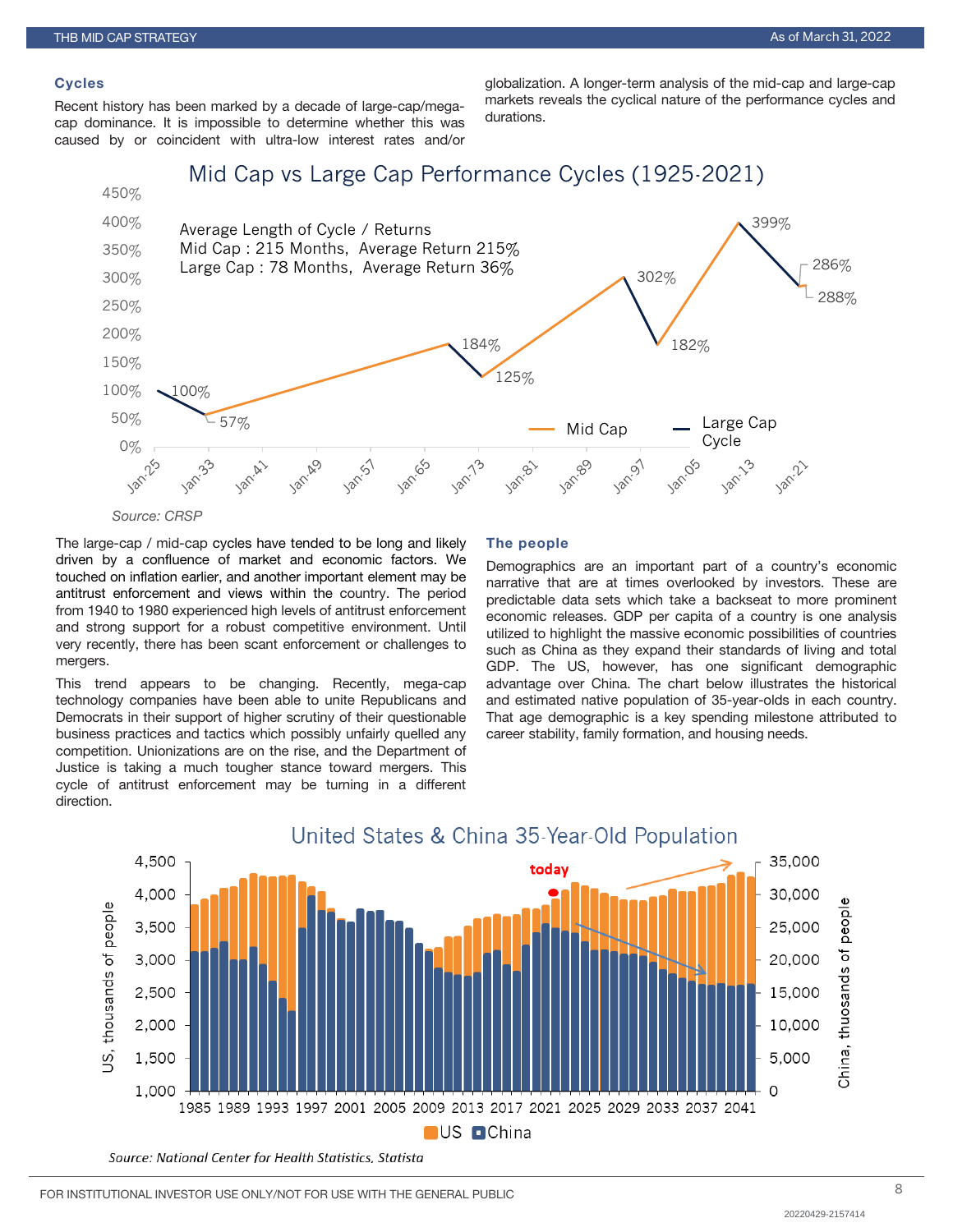### Cycles

Recent history has been marked by a decade of large-cap/mega-cap dominance. It is impossible to determine whether this was caused by or coincident with ultra-low interest rates and/or globalization. A longer-term analysis of the mid-cap and large-cap markets reveals the cyclical nature of the performance cycles and durations.

**Mid Cap vs Large Cap Performance Cycles (1925-2021)**

Average Length of Cycle / Returns
Mid Cap : 215 Months, Average Return 215%
Large Cap : 78 Months, Average Return 36%

*Source: CRSP*

The large-cap / mid-cap cycles have tended to be long and likely driven by a confluence of market and economic factors. We touched on inflation earlier, and another important element may be antitrust enforcement and views within the country. The period from 1940 to 1980 experienced high levels of antitrust enforcement and strong support for a robust competitive environment. Until very recently, there has been scant enforcement or challenges to mergers.

This trend appears to be changing. Recently, mega-cap technology companies have been able to unite Republicans and Democrats in their support of higher scrutiny of their questionable business practices and tactics which possibly unfairly quelled any competition. Unionizations are on the rise, and the Department of Justice is taking a much tougher stance toward mergers. This cycle of antitrust enforcement may be turning in a different direction.

### The people

Demographics are an important part of a country's economic narrative that are at times overlooked by investors. These are predictable data sets which take a backseat to more prominent economic releases. GDP per capita of a country is one analysis utilized to highlight the massive economic possibilities of countries such as China as they expand their standards of living and total GDP. The US, however, has one significant demographic advantage over China. The chart below illustrates the historical and estimated native population of 35-year-olds in each country. That age demographic is a key spending milestone attributed to career stability, family formation, and housing needs.

**United States & China 35-Year-Old Population**

*Source: National Center for Health Statistics, Statista*

FOR INSTITUTIONAL INVESTOR USE ONLY/NOT FOR USE WITH THE GENERAL PUBLIC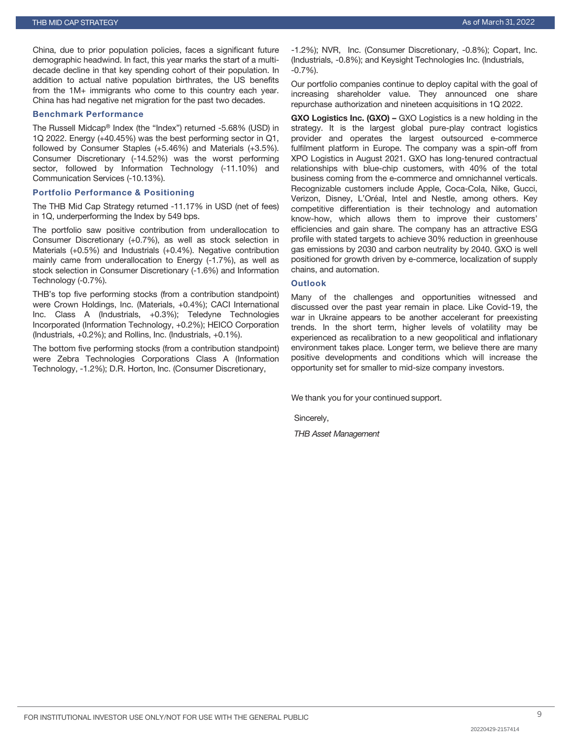China, due to prior population policies, faces a significant future demographic headwind. In fact, this year marks the start of a multi-decade decline in that key spending cohort of their population. In addition to actual native population birthrates, the US benefits from the 1M+ immigrants who come to this country each year. China has had negative net migration for the past two decades.

### Benchmark Performance

The Russell Midcap® Index (the "Index") returned -5.68% (USD) in 1Q 2022. Energy (+40.45%) was the best performing sector in Q1, followed by Consumer Staples (+5.46%) and Materials (+3.5%). Consumer Discretionary (-14.52%) was the worst performing sector, followed by Information Technology (-11.10%) and Communication Services (-10.13%).

### Portfolio Performance & Positioning

The THB Mid Cap Strategy returned -11.17% in USD (net of fees) in 1Q, underperforming the Index by 549 bps.

The portfolio saw positive contribution from underallocation to Consumer Discretionary (+0.7%), as well as stock selection in Materials (+0.5%) and Industrials (+0.4%). Negative contribution mainly came from underallocation to Energy (-1.7%), as well as stock selection in Consumer Discretionary (-1.6%) and Information Technology (-0.7%).

THB's top five performing stocks (from a contribution standpoint) were Crown Holdings, Inc. (Materials, +0.4%); CACI International Inc. Class A (Industrials, +0.3%); Teledyne Technologies Incorporated (Information Technology, +0.2%); HEICO Corporation (Industrials, +0.2%); and Rollins, Inc. (Industrials, +0.1%).

The bottom five performing stocks (from a contribution standpoint) were Zebra Technologies Corporations Class A (Information Technology, -1.2%); D.R. Horton, Inc. (Consumer Discretionary, -1.2%); NVR, Inc. (Consumer Discretionary, -0.8%); Copart, Inc. (Industrials, -0.8%); and Keysight Technologies Inc. (Industrials, -0.7%).

Our portfolio companies continue to deploy capital with the goal of increasing shareholder value. They announced one share repurchase authorization and nineteen acquisitions in 1Q 2022.

**GXO Logistics Inc. (GXO) –** GXO Logistics is a new holding in the strategy. It is the largest global pure-play contract logistics provider and operates the largest outsourced e-commerce fulfilment platform in Europe. The company was a spin-off from XPO Logistics in August 2021. GXO has long-tenured contractual relationships with blue-chip customers, with 40% of the total business coming from the e-commerce and omnichannel verticals. Recognizable customers include Apple, Coca-Cola, Nike, Gucci, Verizon, Disney, L'Oréal, Intel and Nestle, among others. Key competitive differentiation is their technology and automation know-how, which allows them to improve their customers' efficiencies and gain share. The company has an attractive ESG profile with stated targets to achieve 30% reduction in greenhouse gas emissions by 2030 and carbon neutrality by 2040. GXO is well positioned for growth driven by e-commerce, localization of supply chains, and automation.

### Outlook

Many of the challenges and opportunities witnessed and discussed over the past year remain in place. Like Covid-19, the war in Ukraine appears to be another accelerant for preexisting trends. In the short term, higher levels of volatility may be experienced as recalibration to a new geopolitical and inflationary environment takes place. Longer term, we believe there are many positive developments and conditions which will increase the opportunity set for smaller to mid-size company investors.

We thank you for your continued support.

Sincerely,

*THB Asset Management*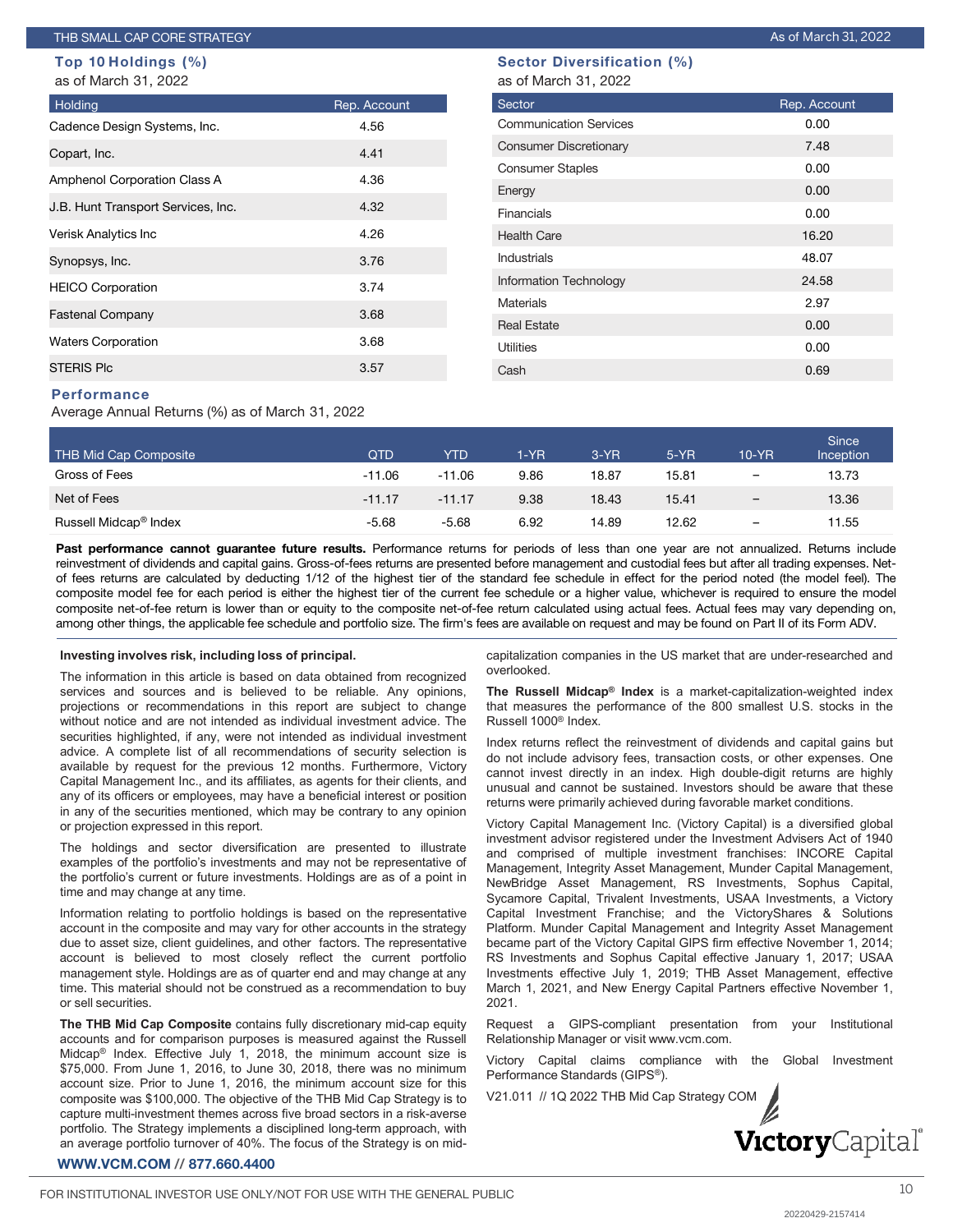THB SMALL CAP CORE STRATEGY — As of March 31, 2022

## Top 10 Holdings (%)

as of March 31, 2022

| Holding | Rep. Account |
|---|---|
| Cadence Design Systems, Inc. | 4.56 |
| Copart, Inc. | 4.41 |
| Amphenol Corporation Class A | 4.36 |
| J.B. Hunt Transport Services, Inc. | 4.32 |
| Verisk Analytics Inc | 4.26 |
| Synopsys, Inc. | 3.76 |
| HEICO Corporation | 3.74 |
| Fastenal Company | 3.68 |
| Waters Corporation | 3.68 |
| STERIS Plc | 3.57 |

## Sector Diversification (%)

as of March 31, 2022

| Sector | Rep. Account |
|---|---|
| Communication Services | 0.00 |
| Consumer Discretionary | 7.48 |
| Consumer Staples | 0.00 |
| Energy | 0.00 |
| Financials | 0.00 |
| Health Care | 16.20 |
| Industrials | 48.07 |
| Information Technology | 24.58 |
| Materials | 2.97 |
| Real Estate | 0.00 |
| Utilities | 0.00 |
| Cash | 0.69 |

## Performance

Average Annual Returns (%) as of March 31, 2022

| THB Mid Cap Composite | QTD | YTD | 1-YR | 3-YR | 5-YR | 10-YR | Since Inception |
|---|---|---|---|---|---|---|---|
| Gross of Fees | -11.06 | -11.06 | 9.86 | 18.87 | 15.81 | – | 13.73 |
| Net of Fees | -11.17 | -11.17 | 9.38 | 18.43 | 15.41 | – | 13.36 |
| Russell Midcap® Index | -5.68 | -5.68 | 6.92 | 14.89 | 12.62 | – | 11.55 |

**Past performance cannot guarantee future results.** Performance returns for periods of less than one year are not annualized. Returns include reinvestment of dividends and capital gains. Gross-of-fees returns are presented before management and custodial fees but after all trading expenses. Net-of fees returns are calculated by deducting 1/12 of the highest tier of the standard fee schedule in effect for the period noted (the model feel). The composite model fee for each period is either the highest tier of the current fee schedule or a higher value, whichever is required to ensure the model composite net-of-fee return is lower than or equity to the composite net-of-fee return calculated using actual fees. Actual fees may vary depending on, among other things, the applicable fee schedule and portfolio size. The firm's fees are available on request and may be found on Part II of its Form ADV.

**Investing involves risk, including loss of principal.**

The information in this article is based on data obtained from recognized services and sources and is believed to be reliable. Any opinions, projections or recommendations in this report are subject to change without notice and are not intended as individual investment advice. The securities highlighted, if any, were not intended as individual investment advice. A complete list of all recommendations of security selection is available by request for the previous 12 months. Furthermore, Victory Capital Management Inc., and its affiliates, as agents for their clients, and any of its officers or employees, may have a beneficial interest or position in any of the securities mentioned, which may be contrary to any opinion or projection expressed in this report.

The holdings and sector diversification are presented to illustrate examples of the portfolio's investments and may not be representative of the portfolio's current or future investments. Holdings are as of a point in time and may change at any time.

Information relating to portfolio holdings is based on the representative account in the composite and may vary for other accounts in the strategy due to asset size, client guidelines, and other factors. The representative account is believed to most closely reflect the current portfolio management style. Holdings are as of quarter end and may change at any time. This material should not be construed as a recommendation to buy or sell securities.

**The THB Mid Cap Composite** contains fully discretionary mid-cap equity accounts and for comparison purposes is measured against the Russell Midcap® Index. Effective July 1, 2018, the minimum account size is $75,000. From June 1, 2016, to June 30, 2018, there was no minimum account size. Prior to June 1, 2016, the minimum account size for this composite was $100,000. The objective of the THB Mid Cap Strategy is to capture multi-investment themes across five broad sectors in a risk-averse portfolio. The Strategy implements a disciplined long-term approach, with an average portfolio turnover of 40%. The focus of the Strategy is on mid-capitalization companies in the US market that are under-researched and overlooked.

**The Russell Midcap® Index** is a market-capitalization-weighted index that measures the performance of the 800 smallest U.S. stocks in the Russell 1000® Index.

Index returns reflect the reinvestment of dividends and capital gains but do not include advisory fees, transaction costs, or other expenses. One cannot invest directly in an index. High double-digit returns are highly unusual and cannot be sustained. Investors should be aware that these returns were primarily achieved during favorable market conditions.

Victory Capital Management Inc. (Victory Capital) is a diversified global investment advisor registered under the Investment Advisers Act of 1940 and comprised of multiple investment franchises: INCORE Capital Management, Integrity Asset Management, Munder Capital Management, NewBridge Asset Management, RS Investments, Sophus Capital, Sycamore Capital, Trivalent Investments, USAA Investments, a Victory Capital Investment Franchise; and the VictoryShares & Solutions Platform. Munder Capital Management and Integrity Asset Management became part of the Victory Capital GIPS firm effective November 1, 2014; RS Investments and Sophus Capital effective January 1, 2017; USAA Investments effective July 1, 2019; THB Asset Management, effective March 1, 2021, and New Energy Capital Partners effective November 1, 2021.

Request a GIPS-compliant presentation from your Institutional Relationship Manager or visit www.vcm.com.

Victory Capital claims compliance with the Global Investment Performance Standards (GIPS®).

V21.011 // 1Q 2022 THB Mid Cap Strategy COM

**WWW.VCM.COM // 877.660.4400**

FOR INSTITUTIONAL INVESTOR USE ONLY/NOT FOR USE WITH THE GENERAL PUBLIC

20220429-2157414